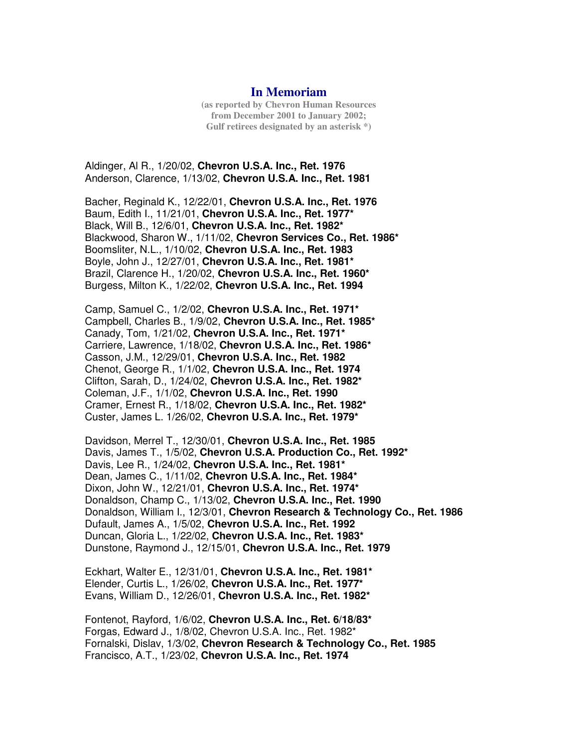# In Memoriam

**(as reported by Chevron Human Resources from December 2001 to January 2002; Gulf retirees designated by an asterisk *)**

Aldinger, Al R., 1/20/02, **Chevron U.S.A. Inc., Ret. 1976**
Anderson, Clarence, 1/13/02, **Chevron U.S.A. Inc., Ret. 1981**

Bacher, Reginald K., 12/22/01, **Chevron U.S.A. Inc., Ret. 1976**
Baum, Edith I., 11/21/01, **Chevron U.S.A. Inc., Ret. 1977***
Black, Will B., 12/6/01, **Chevron U.S.A. Inc., Ret. 1982***
Blackwood, Sharon W., 1/11/02, **Chevron Services Co., Ret. 1986***
Boomsliter, N.L., 1/10/02, **Chevron U.S.A. Inc., Ret. 1983**
Boyle, John J., 12/27/01, **Chevron U.S.A. Inc., Ret. 1981***
Brazil, Clarence H., 1/20/02, **Chevron U.S.A. Inc., Ret. 1960***
Burgess, Milton K., 1/22/02, **Chevron U.S.A. Inc., Ret. 1994**

Camp, Samuel C., 1/2/02, **Chevron U.S.A. Inc., Ret. 1971***
Campbell, Charles B., 1/9/02, **Chevron U.S.A. Inc., Ret. 1985***
Canady, Tom, 1/21/02, **Chevron U.S.A. Inc., Ret. 1971***
Carriere, Lawrence, 1/18/02, **Chevron U.S.A. Inc., Ret. 1986***
Casson, J.M., 12/29/01, **Chevron U.S.A. Inc., Ret. 1982**
Chenot, George R., 1/1/02, **Chevron U.S.A. Inc., Ret. 1974**
Clifton, Sarah, D., 1/24/02, **Chevron U.S.A. Inc., Ret. 1982***
Coleman, J.F., 1/1/02, **Chevron U.S.A. Inc., Ret. 1990**
Cramer, Ernest R., 1/18/02, **Chevron U.S.A. Inc., Ret. 1982***
Custer, James L. 1/26/02, **Chevron U.S.A. Inc., Ret. 1979***

Davidson, Merrel T., 12/30/01, **Chevron U.S.A. Inc., Ret. 1985**
Davis, James T., 1/5/02, **Chevron U.S.A. Production Co., Ret. 1992***
Davis, Lee R., 1/24/02, **Chevron U.S.A. Inc., Ret. 1981***
Dean, James C., 1/11/02, **Chevron U.S.A. Inc., Ret. 1984***
Dixon, John W., 12/21/01, **Chevron U.S.A. Inc., Ret. 1974***
Donaldson, Champ C., 1/13/02, **Chevron U.S.A. Inc., Ret. 1990**
Donaldson, William I., 12/3/01, **Chevron Research & Technology Co., Ret. 1986**
Dufault, James A., 1/5/02, **Chevron U.S.A. Inc., Ret. 1992**
Duncan, Gloria L., 1/22/02, **Chevron U.S.A. Inc., Ret. 1983***
Dunstone, Raymond J., 12/15/01, **Chevron U.S.A. Inc., Ret. 1979**

Eckhart, Walter E., 12/31/01, **Chevron U.S.A. Inc., Ret. 1981***
Elender, Curtis L., 1/26/02, **Chevron U.S.A. Inc., Ret. 1977***
Evans, William D., 12/26/01, **Chevron U.S.A. Inc., Ret. 1982***

Fontenot, Rayford, 1/6/02, **Chevron U.S.A. Inc., Ret. 6/18/83***
Forgas, Edward J., 1/8/02, Chevron U.S.A. Inc., Ret. 1982*
Fornalski, Dislav, 1/3/02, **Chevron Research & Technology Co., Ret. 1985**
Francisco, A.T., 1/23/02, **Chevron U.S.A. Inc., Ret. 1974**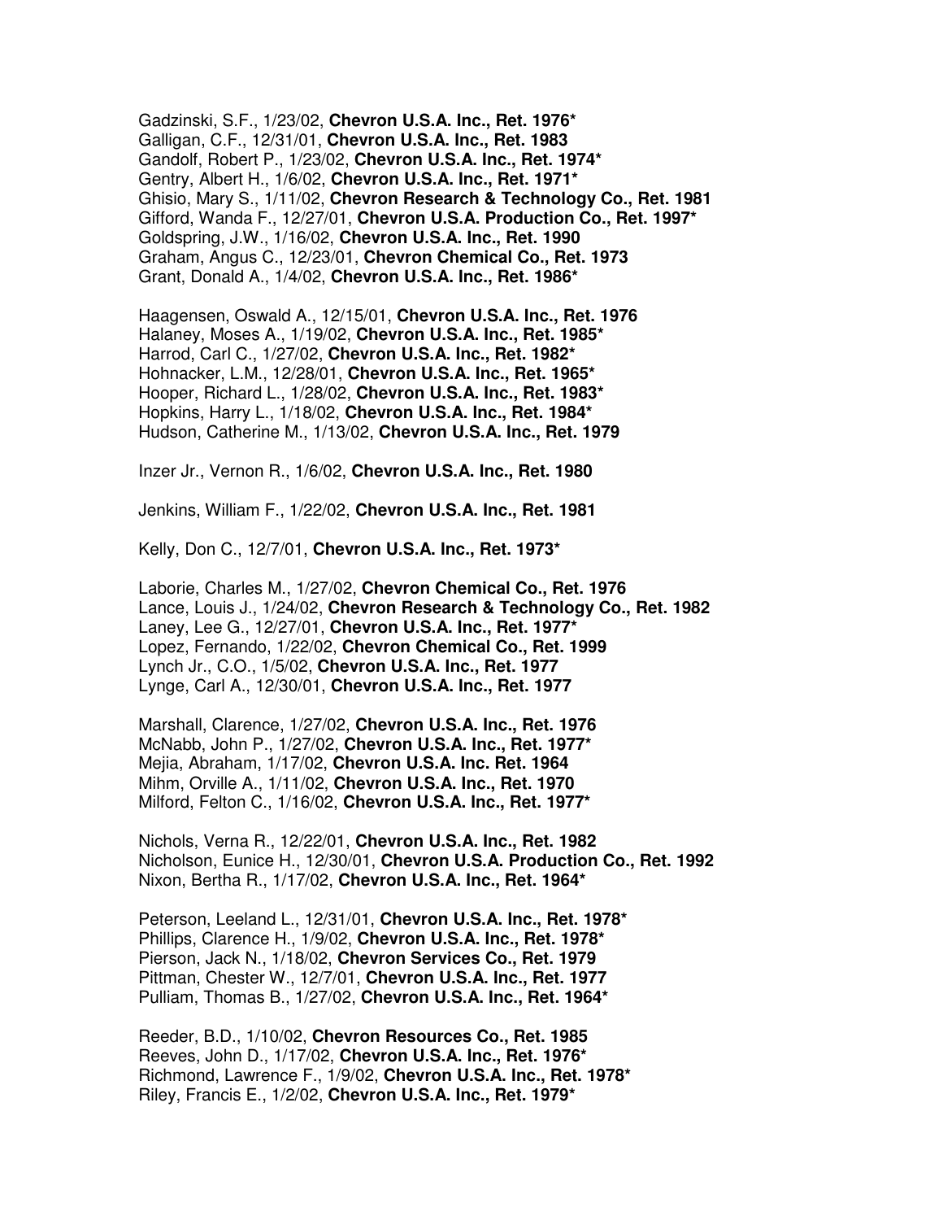Gadzinski, S.F., 1/23/02, **Chevron U.S.A. Inc., Ret. 1976***
Galligan, C.F., 12/31/01, **Chevron U.S.A. Inc., Ret. 1983**
Gandolf, Robert P., 1/23/02, **Chevron U.S.A. Inc., Ret. 1974***
Gentry, Albert H., 1/6/02, **Chevron U.S.A. Inc., Ret. 1971***
Ghisio, Mary S., 1/11/02, **Chevron Research & Technology Co., Ret. 1981**
Gifford, Wanda F., 12/27/01, **Chevron U.S.A. Production Co., Ret. 1997***
Goldspring, J.W., 1/16/02, **Chevron U.S.A. Inc., Ret. 1990**
Graham, Angus C., 12/23/01, **Chevron Chemical Co., Ret. 1973**
Grant, Donald A., 1/4/02, **Chevron U.S.A. Inc., Ret. 1986***

Haagensen, Oswald A., 12/15/01, **Chevron U.S.A. Inc., Ret. 1976**
Halaney, Moses A., 1/19/02, **Chevron U.S.A. Inc., Ret. 1985***
Harrod, Carl C., 1/27/02, **Chevron U.S.A. Inc., Ret. 1982***
Hohnacker, L.M., 12/28/01, **Chevron U.S.A. Inc., Ret. 1965***
Hooper, Richard L., 1/28/02, **Chevron U.S.A. Inc., Ret. 1983***
Hopkins, Harry L., 1/18/02, **Chevron U.S.A. Inc., Ret. 1984***
Hudson, Catherine M., 1/13/02, **Chevron U.S.A. Inc., Ret. 1979**

Inzer Jr., Vernon R., 1/6/02, **Chevron U.S.A. Inc., Ret. 1980**

Jenkins, William F., 1/22/02, **Chevron U.S.A. Inc., Ret. 1981**

Kelly, Don C., 12/7/01, **Chevron U.S.A. Inc., Ret. 1973***

Laborie, Charles M., 1/27/02, **Chevron Chemical Co., Ret. 1976**
Lance, Louis J., 1/24/02, **Chevron Research & Technology Co., Ret. 1982**
Laney, Lee G., 12/27/01, **Chevron U.S.A. Inc., Ret. 1977***
Lopez, Fernando, 1/22/02, **Chevron Chemical Co., Ret. 1999**
Lynch Jr., C.O., 1/5/02, **Chevron U.S.A. Inc., Ret. 1977**
Lynge, Carl A., 12/30/01, **Chevron U.S.A. Inc., Ret. 1977**

Marshall, Clarence, 1/27/02, **Chevron U.S.A. Inc., Ret. 1976**
McNabb, John P., 1/27/02, **Chevron U.S.A. Inc., Ret. 1977***
Mejia, Abraham, 1/17/02, **Chevron U.S.A. Inc. Ret. 1964**
Mihm, Orville A., 1/11/02, **Chevron U.S.A. Inc., Ret. 1970**
Milford, Felton C., 1/16/02, **Chevron U.S.A. Inc., Ret. 1977***

Nichols, Verna R., 12/22/01, **Chevron U.S.A. Inc., Ret. 1982**
Nicholson, Eunice H., 12/30/01, **Chevron U.S.A. Production Co., Ret. 1992**
Nixon, Bertha R., 1/17/02, **Chevron U.S.A. Inc., Ret. 1964***

Peterson, Leeland L., 12/31/01, **Chevron U.S.A. Inc., Ret. 1978***
Phillips, Clarence H., 1/9/02, **Chevron U.S.A. Inc., Ret. 1978***
Pierson, Jack N., 1/18/02, **Chevron Services Co., Ret. 1979**
Pittman, Chester W., 12/7/01, **Chevron U.S.A. Inc., Ret. 1977**
Pulliam, Thomas B., 1/27/02, **Chevron U.S.A. Inc., Ret. 1964***

Reeder, B.D., 1/10/02, **Chevron Resources Co., Ret. 1985**
Reeves, John D., 1/17/02, **Chevron U.S.A. Inc., Ret. 1976***
Richmond, Lawrence F., 1/9/02, **Chevron U.S.A. Inc., Ret. 1978***
Riley, Francis E., 1/2/02, **Chevron U.S.A. Inc., Ret. 1979***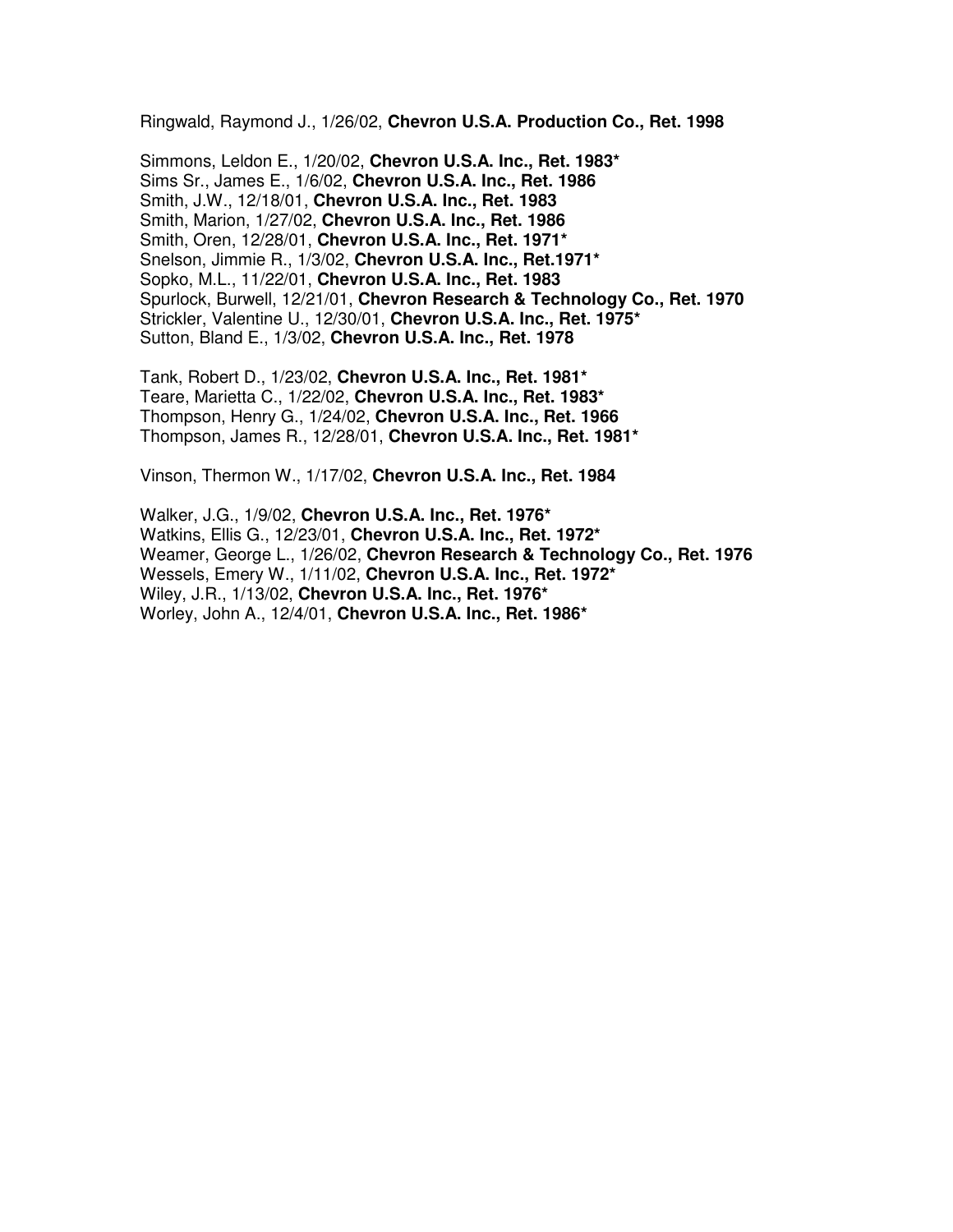Ringwald, Raymond J., 1/26/02, **Chevron U.S.A. Production Co., Ret. 1998**

Simmons, Leldon E., 1/20/02, **Chevron U.S.A. Inc., Ret. 1983***
Sims Sr., James E., 1/6/02, **Chevron U.S.A. Inc., Ret. 1986**
Smith, J.W., 12/18/01, **Chevron U.S.A. Inc., Ret. 1983**
Smith, Marion, 1/27/02, **Chevron U.S.A. Inc., Ret. 1986**
Smith, Oren, 12/28/01, **Chevron U.S.A. Inc., Ret. 1971***
Snelson, Jimmie R., 1/3/02, **Chevron U.S.A. Inc., Ret.1971***
Sopko, M.L., 11/22/01, **Chevron U.S.A. Inc., Ret. 1983**
Spurlock, Burwell, 12/21/01, **Chevron Research & Technology Co., Ret. 1970**
Strickler, Valentine U., 12/30/01, **Chevron U.S.A. Inc., Ret. 1975***
Sutton, Bland E., 1/3/02, **Chevron U.S.A. Inc., Ret. 1978**

Tank, Robert D., 1/23/02, **Chevron U.S.A. Inc., Ret. 1981***
Teare, Marietta C., 1/22/02, **Chevron U.S.A. Inc., Ret. 1983***
Thompson, Henry G., 1/24/02, **Chevron U.S.A. Inc., Ret. 1966**
Thompson, James R., 12/28/01, **Chevron U.S.A. Inc., Ret. 1981***

Vinson, Thermon W., 1/17/02, **Chevron U.S.A. Inc., Ret. 1984**

Walker, J.G., 1/9/02, **Chevron U.S.A. Inc., Ret. 1976***
Watkins, Ellis G., 12/23/01, **Chevron U.S.A. Inc., Ret. 1972***
Weamer, George L., 1/26/02, **Chevron Research & Technology Co., Ret. 1976**
Wessels, Emery W., 1/11/02, **Chevron U.S.A. Inc., Ret. 1972***
Wiley, J.R., 1/13/02, **Chevron U.S.A. Inc., Ret. 1976***
Worley, John A., 12/4/01, **Chevron U.S.A. Inc., Ret. 1986***